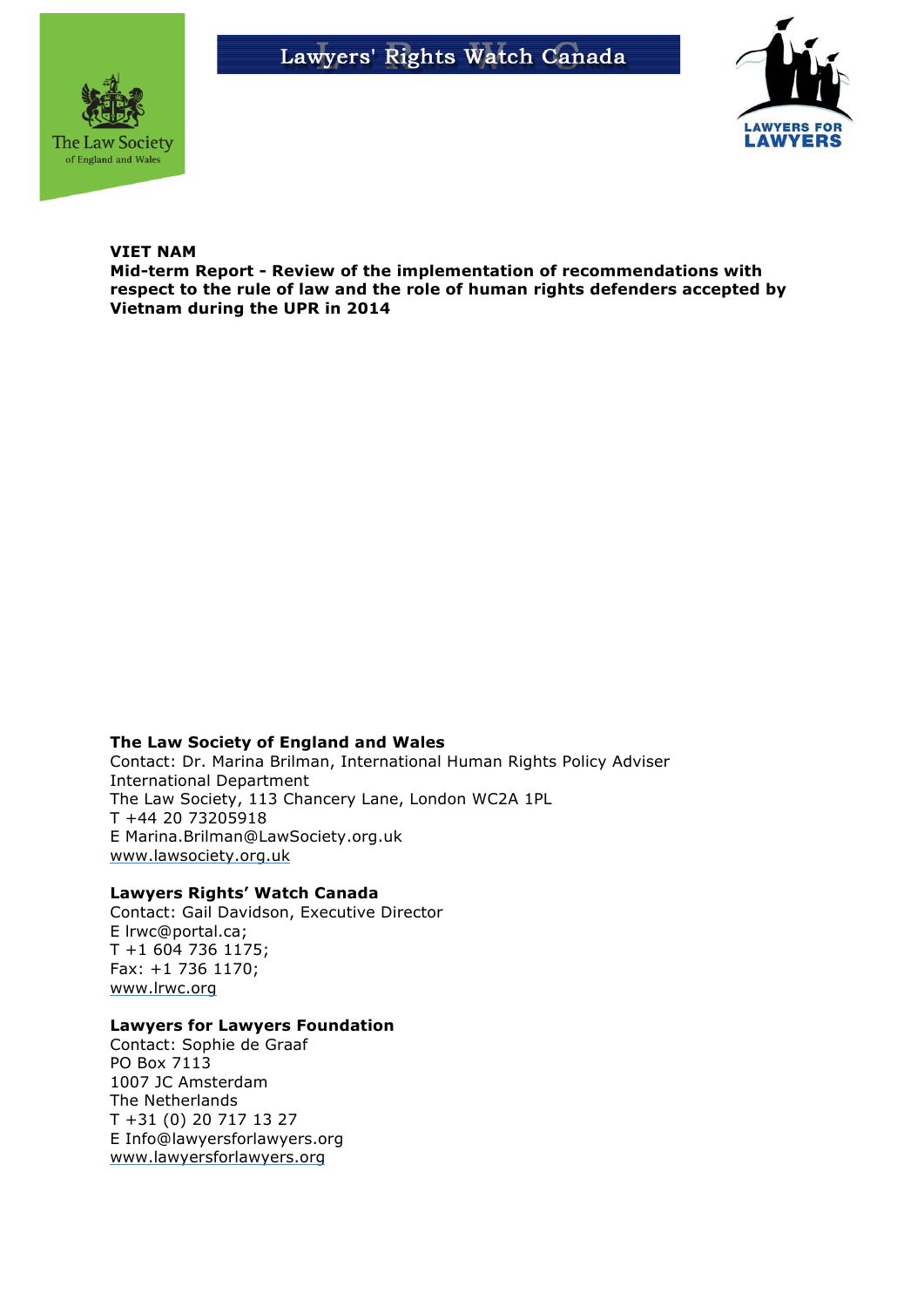Lawyers' Rights Watch Canada

The Law Society of England and Wales

LAWYERS FOR LAWYERS

**VIET NAM**
**Mid-term Report - Review of the implementation of recommendations with respect to the rule of law and the role of human rights defenders accepted by Vietnam during the UPR in 2014**

**The Law Society of England and Wales**
Contact: Dr. Marina Brilman, International Human Rights Policy Adviser
International Department
The Law Society, 113 Chancery Lane, London WC2A 1PL
T +44 20 73205918
E Marina.Brilman@LawSociety.org.uk
www.lawsociety.org.uk

**Lawyers Rights' Watch Canada**
Contact: Gail Davidson, Executive Director
E lrwc@portal.ca;
T +1 604 736 1175;
Fax: +1 736 1170;
www.lrwc.org

**Lawyers for Lawyers Foundation**
Contact: Sophie de Graaf
PO Box 7113
1007 JC Amsterdam
The Netherlands
T +31 (0) 20 717 13 27
E Info@lawyersforlawyers.org
www.lawyersforlawyers.org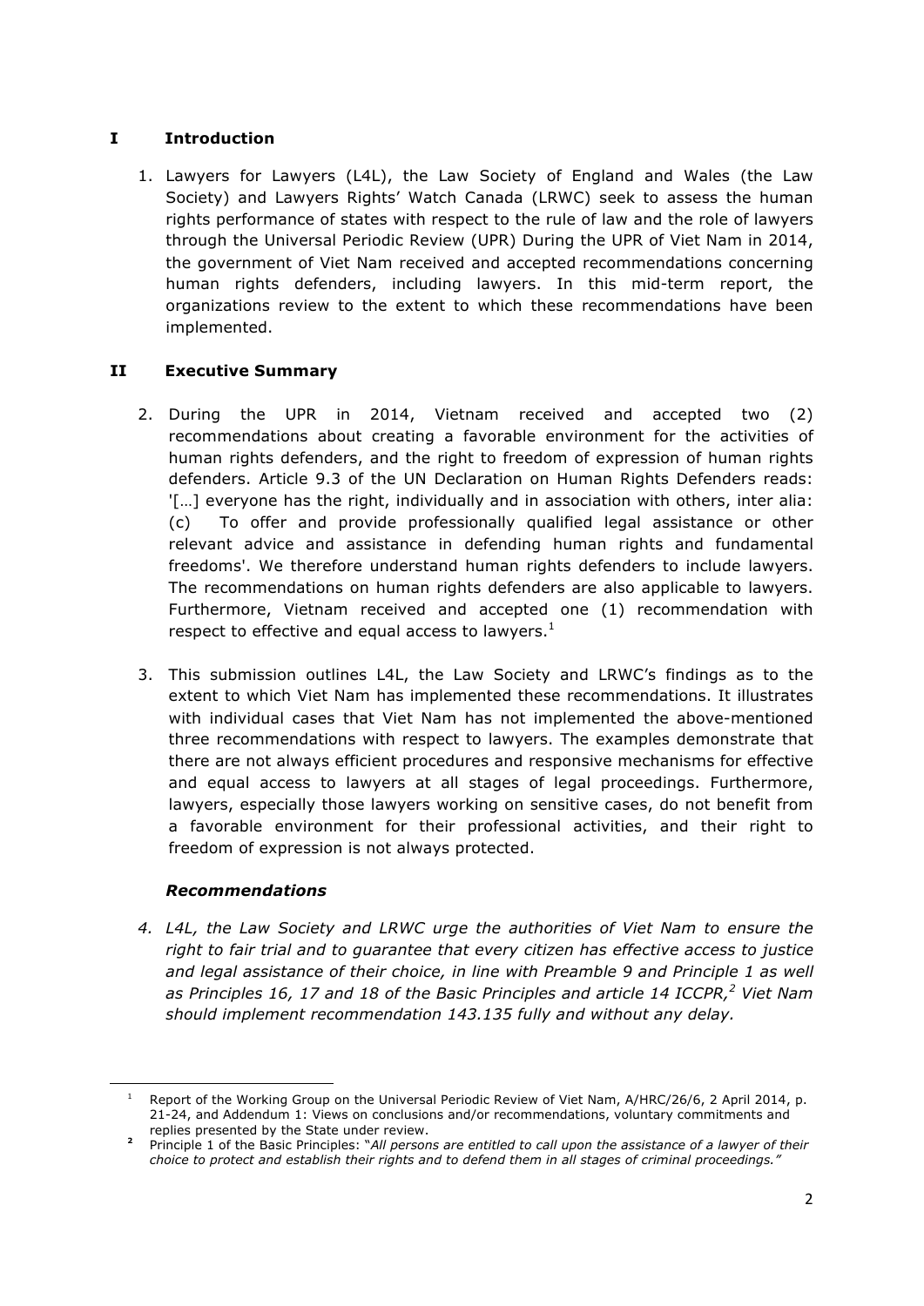## I Introduction

1. Lawyers for Lawyers (L4L), the Law Society of England and Wales (the Law Society) and Lawyers Rights' Watch Canada (LRWC) seek to assess the human rights performance of states with respect to the rule of law and the role of lawyers through the Universal Periodic Review (UPR) During the UPR of Viet Nam in 2014, the government of Viet Nam received and accepted recommendations concerning human rights defenders, including lawyers. In this mid-term report, the organizations review to the extent to which these recommendations have been implemented.

## II Executive Summary

2. During the UPR in 2014, Vietnam received and accepted two (2) recommendations about creating a favorable environment for the activities of human rights defenders, and the right to freedom of expression of human rights defenders. Article 9.3 of the UN Declaration on Human Rights Defenders reads: '[…] everyone has the right, individually and in association with others, inter alia: (c) To offer and provide professionally qualified legal assistance or other relevant advice and assistance in defending human rights and fundamental freedoms'. We therefore understand human rights defenders to include lawyers. The recommendations on human rights defenders are also applicable to lawyers. Furthermore, Vietnam received and accepted one (1) recommendation with respect to effective and equal access to lawyers.[1]

3. This submission outlines L4L, the Law Society and LRWC's findings as to the extent to which Viet Nam has implemented these recommendations. It illustrates with individual cases that Viet Nam has not implemented the above-mentioned three recommendations with respect to lawyers. The examples demonstrate that there are not always efficient procedures and responsive mechanisms for effective and equal access to lawyers at all stages of legal proceedings. Furthermore, lawyers, especially those lawyers working on sensitive cases, do not benefit from a favorable environment for their professional activities, and their right to freedom of expression is not always protected.

### *Recommendations*

4. *L4L, the Law Society and LRWC urge the authorities of Viet Nam to ensure the right to fair trial and to guarantee that every citizen has effective access to justice and legal assistance of their choice, in line with Preamble 9 and Principle 1 as well as Principles 16, 17 and 18 of the Basic Principles and article 14 ICCPR,[2] Viet Nam should implement recommendation 143.135 fully and without any delay.*

---

[1] Report of the Working Group on the Universal Periodic Review of Viet Nam, A/HRC/26/6, 2 April 2014, p. 21-24, and Addendum 1: Views on conclusions and/or recommendations, voluntary commitments and replies presented by the State under review.

[2] Principle 1 of the Basic Principles: "*All persons are entitled to call upon the assistance of a lawyer of their choice to protect and establish their rights and to defend them in all stages of criminal proceedings.*"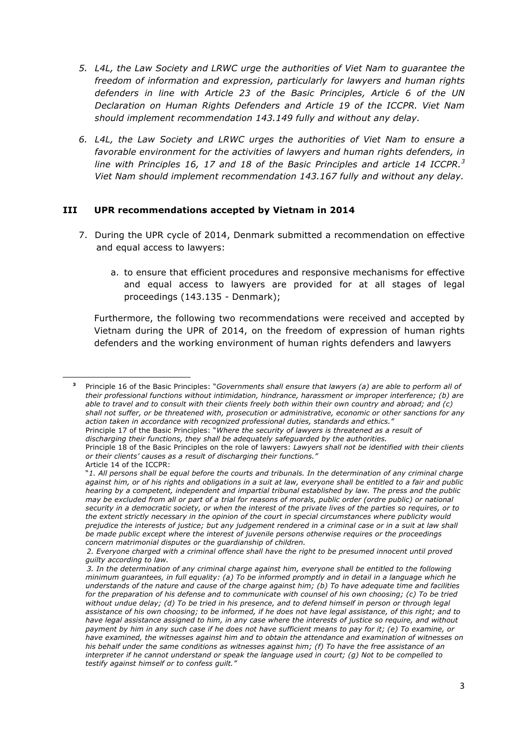5. *L4L, the Law Society and LRWC urge the authorities of Viet Nam to guarantee the freedom of information and expression, particularly for lawyers and human rights defenders in line with Article 23 of the Basic Principles, Article 6 of the UN Declaration on Human Rights Defenders and Article 19 of the ICCPR. Viet Nam should implement recommendation 143.149 fully and without any delay.*

6. *L4L, the Law Society and LRWC urges the authorities of Viet Nam to ensure a favorable environment for the activities of lawyers and human rights defenders, in line with Principles 16, 17 and 18 of the Basic Principles and article 14 ICCPR.*[3] *Viet Nam should implement recommendation 143.167 fully and without any delay.*

## III UPR recommendations accepted by Vietnam in 2014

7. During the UPR cycle of 2014, Denmark submitted a recommendation on effective and equal access to lawyers:

   a. to ensure that efficient procedures and responsive mechanisms for effective and equal access to lawyers are provided for at all stages of legal proceedings (143.135 - Denmark);

   Furthermore, the following two recommendations were received and accepted by Vietnam during the UPR of 2014, on the freedom of expression of human rights defenders and the working environment of human rights defenders and lawyers

---

[3] Principle 16 of the Basic Principles: "*Governments shall ensure that lawyers (a) are able to perform all of their professional functions without intimidation, hindrance, harassment or improper interference; (b) are able to travel and to consult with their clients freely both within their own country and abroad; and (c) shall not suffer, or be threatened with, prosecution or administrative, economic or other sanctions for any action taken in accordance with recognized professional duties, standards and ethics.*"
Principle 17 of the Basic Principles: "*Where the security of lawyers is threatened as a result of discharging their functions, they shall be adequately safeguarded by the authorities.*
Principle 18 of the Basic Principles on the role of lawyers: *Lawyers shall not be identified with their clients or their clients' causes as a result of discharging their functions.*"
Article 14 of the ICCPR:
"*1. All persons shall be equal before the courts and tribunals. In the determination of any criminal charge against him, or of his rights and obligations in a suit at law, everyone shall be entitled to a fair and public hearing by a competent, independent and impartial tribunal established by law. The press and the public may be excluded from all or part of a trial for reasons of morals, public order (ordre public) or national security in a democratic society, or when the interest of the private lives of the parties so requires, or to the extent strictly necessary in the opinion of the court in special circumstances where publicity would prejudice the interests of justice; but any judgement rendered in a criminal case or in a suit at law shall be made public except where the interest of juvenile persons otherwise requires or the proceedings concern matrimonial disputes or the guardianship of children.*
*2. Everyone charged with a criminal offence shall have the right to be presumed innocent until proved guilty according to law.*
*3. In the determination of any criminal charge against him, everyone shall be entitled to the following minimum guarantees, in full equality: (a) To be informed promptly and in detail in a language which he understands of the nature and cause of the charge against him; (b) To have adequate time and facilities for the preparation of his defense and to communicate with counsel of his own choosing; (c) To be tried without undue delay; (d) To be tried in his presence, and to defend himself in person or through legal assistance of his own choosing; to be informed, if he does not have legal assistance, of this right; and to have legal assistance assigned to him, in any case where the interests of justice so require, and without payment by him in any such case if he does not have sufficient means to pay for it; (e) To examine, or have examined, the witnesses against him and to obtain the attendance and examination of witnesses on his behalf under the same conditions as witnesses against him; (f) To have the free assistance of an interpreter if he cannot understand or speak the language used in court; (g) Not to be compelled to testify against himself or to confess guilt.*"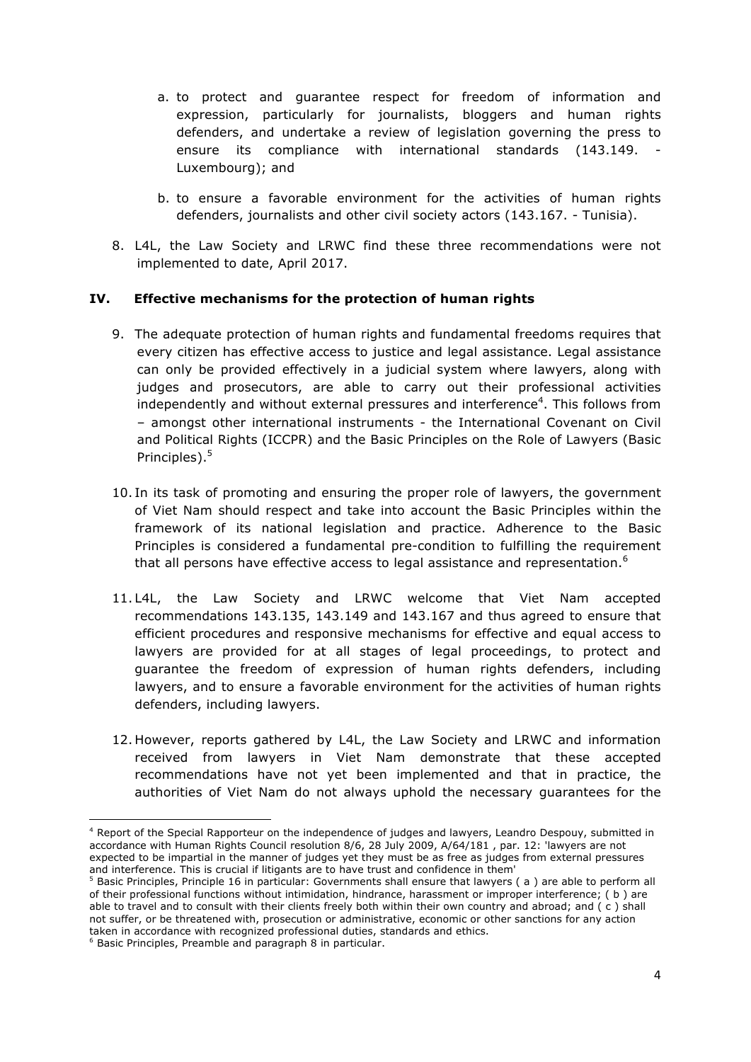a. to protect and guarantee respect for freedom of information and expression, particularly for journalists, bloggers and human rights defenders, and undertake a review of legislation governing the press to ensure its compliance with international standards (143.149. - Luxembourg); and

b. to ensure a favorable environment for the activities of human rights defenders, journalists and other civil society actors (143.167. - Tunisia).

8. L4L, the Law Society and LRWC find these three recommendations were not implemented to date, April 2017.

## IV. Effective mechanisms for the protection of human rights

9. The adequate protection of human rights and fundamental freedoms requires that every citizen has effective access to justice and legal assistance. Legal assistance can only be provided effectively in a judicial system where lawyers, along with judges and prosecutors, are able to carry out their professional activities independently and without external pressures and interference[4]. This follows from – amongst other international instruments - the International Covenant on Civil and Political Rights (ICCPR) and the Basic Principles on the Role of Lawyers (Basic Principles).[5]

10. In its task of promoting and ensuring the proper role of lawyers, the government of Viet Nam should respect and take into account the Basic Principles within the framework of its national legislation and practice. Adherence to the Basic Principles is considered a fundamental pre-condition to fulfilling the requirement that all persons have effective access to legal assistance and representation.[6]

11. L4L, the Law Society and LRWC welcome that Viet Nam accepted recommendations 143.135, 143.149 and 143.167 and thus agreed to ensure that efficient procedures and responsive mechanisms for effective and equal access to lawyers are provided for at all stages of legal proceedings, to protect and guarantee the freedom of expression of human rights defenders, including lawyers, and to ensure a favorable environment for the activities of human rights defenders, including lawyers.

12. However, reports gathered by L4L, the Law Society and LRWC and information received from lawyers in Viet Nam demonstrate that these accepted recommendations have not yet been implemented and that in practice, the authorities of Viet Nam do not always uphold the necessary guarantees for the

---

[4] Report of the Special Rapporteur on the independence of judges and lawyers, Leandro Despouy, submitted in accordance with Human Rights Council resolution 8/6, 28 July 2009, A/64/181 , par. 12: 'lawyers are not expected to be impartial in the manner of judges yet they must be as free as judges from external pressures and interference. This is crucial if litigants are to have trust and confidence in them'

[5] Basic Principles, Principle 16 in particular: Governments shall ensure that lawyers ( a ) are able to perform all of their professional functions without intimidation, hindrance, harassment or improper interference; ( b ) are able to travel and to consult with their clients freely both within their own country and abroad; and ( c ) shall not suffer, or be threatened with, prosecution or administrative, economic or other sanctions for any action taken in accordance with recognized professional duties, standards and ethics.

[6] Basic Principles, Preamble and paragraph 8 in particular.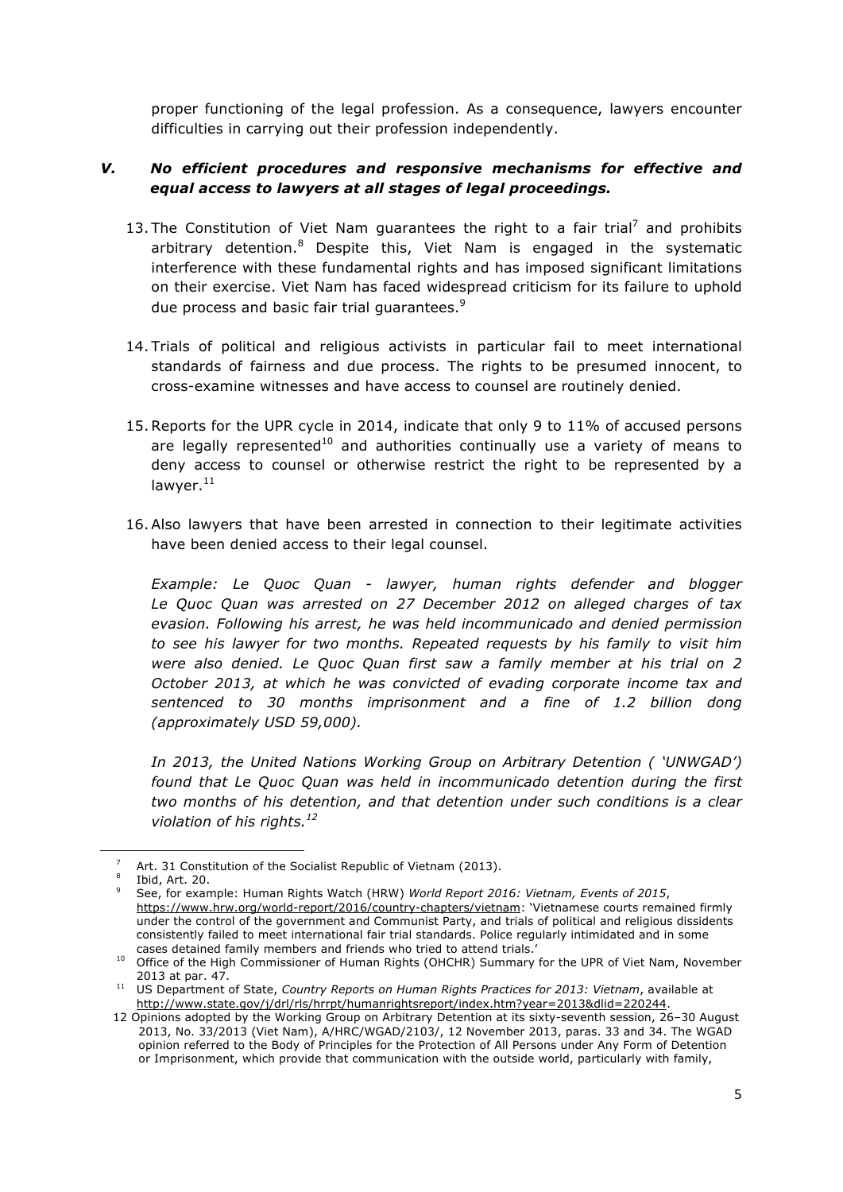proper functioning of the legal profession. As a consequence, lawyers encounter difficulties in carrying out their profession independently.

### V. *No efficient procedures and responsive mechanisms for effective and equal access to lawyers at all stages of legal proceedings.*

13. The Constitution of Viet Nam guarantees the right to a fair trial[7] and prohibits arbitrary detention.[8] Despite this, Viet Nam is engaged in the systematic interference with these fundamental rights and has imposed significant limitations on their exercise. Viet Nam has faced widespread criticism for its failure to uphold due process and basic fair trial guarantees.[9]

14. Trials of political and religious activists in particular fail to meet international standards of fairness and due process. The rights to be presumed innocent, to cross-examine witnesses and have access to counsel are routinely denied.

15. Reports for the UPR cycle in 2014, indicate that only 9 to 11% of accused persons are legally represented[10] and authorities continually use a variety of means to deny access to counsel or otherwise restrict the right to be represented by a lawyer.[11]

16. Also lawyers that have been arrested in connection to their legitimate activities have been denied access to their legal counsel.

*Example: Le Quoc Quan - lawyer, human rights defender and blogger Le Quoc Quan was arrested on 27 December 2012 on alleged charges of tax evasion. Following his arrest, he was held incommunicado and denied permission to see his lawyer for two months. Repeated requests by his family to visit him were also denied. Le Quoc Quan first saw a family member at his trial on 2 October 2013, at which he was convicted of evading corporate income tax and sentenced to 30 months imprisonment and a fine of 1.2 billion dong (approximately USD 59,000).*

*In 2013, the United Nations Working Group on Arbitrary Detention ( 'UNWGAD') found that Le Quoc Quan was held in incommunicado detention during the first two months of his detention, and that detention under such conditions is a clear violation of his rights.[12]*

---

[7] Art. 31 Constitution of the Socialist Republic of Vietnam (2013).

[8] Ibid, Art. 20.

[9] See, for example: Human Rights Watch (HRW) *World Report 2016: Vietnam, Events of 2015*, https://www.hrw.org/world-report/2016/country-chapters/vietnam: 'Vietnamese courts remained firmly under the control of the government and Communist Party, and trials of political and religious dissidents consistently failed to meet international fair trial standards. Police regularly intimidated and in some cases detained family members and friends who tried to attend trials.'

[10] Office of the High Commissioner of Human Rights (OHCHR) Summary for the UPR of Viet Nam, November 2013 at par. 47.

[11] US Department of State, *Country Reports on Human Rights Practices for 2013: Vietnam*, available at http://www.state.gov/j/drl/rls/hrrpt/humanrightsreport/index.htm?year=2013&dlid=220244.

[12] Opinions adopted by the Working Group on Arbitrary Detention at its sixty-seventh session, 26–30 August 2013, No. 33/2013 (Viet Nam), A/HRC/WGAD/2103/, 12 November 2013, paras. 33 and 34. The WGAD opinion referred to the Body of Principles for the Protection of All Persons under Any Form of Detention or Imprisonment, which provide that communication with the outside world, particularly with family,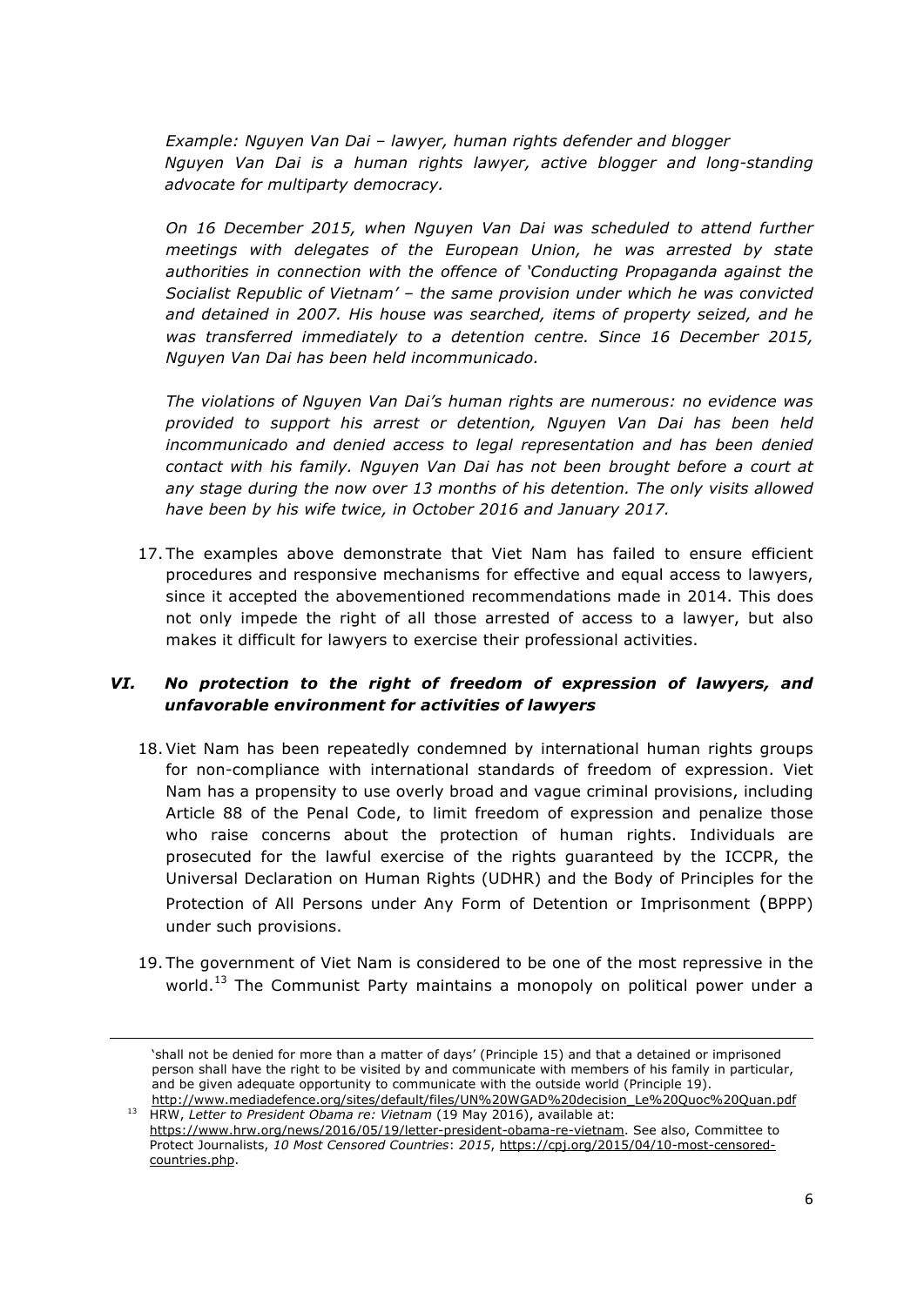*Example: Nguyen Van Dai – lawyer, human rights defender and blogger*
*Nguyen Van Dai is a human rights lawyer, active blogger and long-standing advocate for multiparty democracy.*

*On 16 December 2015, when Nguyen Van Dai was scheduled to attend further meetings with delegates of the European Union, he was arrested by state authorities in connection with the offence of 'Conducting Propaganda against the Socialist Republic of Vietnam' – the same provision under which he was convicted and detained in 2007. His house was searched, items of property seized, and he was transferred immediately to a detention centre. Since 16 December 2015, Nguyen Van Dai has been held incommunicado.*

*The violations of Nguyen Van Dai's human rights are numerous: no evidence was provided to support his arrest or detention, Nguyen Van Dai has been held incommunicado and denied access to legal representation and has been denied contact with his family. Nguyen Van Dai has not been brought before a court at any stage during the now over 13 months of his detention. The only visits allowed have been by his wife twice, in October 2016 and January 2017.*

17. The examples above demonstrate that Viet Nam has failed to ensure efficient procedures and responsive mechanisms for effective and equal access to lawyers, since it accepted the abovementioned recommendations made in 2014. This does not only impede the right of all those arrested of access to a lawyer, but also makes it difficult for lawyers to exercise their professional activities.

## *VI. No protection to the right of freedom of expression of lawyers, and unfavorable environment for activities of lawyers*

18. Viet Nam has been repeatedly condemned by international human rights groups for non-compliance with international standards of freedom of expression. Viet Nam has a propensity to use overly broad and vague criminal provisions, including Article 88 of the Penal Code, to limit freedom of expression and penalize those who raise concerns about the protection of human rights. Individuals are prosecuted for the lawful exercise of the rights guaranteed by the ICCPR, the Universal Declaration on Human Rights (UDHR) and the Body of Principles for the Protection of All Persons under Any Form of Detention or Imprisonment (BPPP) under such provisions.

19. The government of Viet Nam is considered to be one of the most repressive in the world.[13] The Communist Party maintains a monopoly on political power under a

---

'shall not be denied for more than a matter of days' (Principle 15) and that a detained or imprisoned person shall have the right to be visited by and communicate with members of his family in particular, and be given adequate opportunity to communicate with the outside world (Principle 19). http://www.mediadefence.org/sites/default/files/UN%20WGAD%20decision_Le%20Quoc%20Quan.pdf

[13] HRW, *Letter to President Obama re: Vietnam* (19 May 2016), available at: https://www.hrw.org/news/2016/05/19/letter-president-obama-re-vietnam. See also, Committee to Protect Journalists, *10 Most Censored Countries*: *2015*, https://cpj.org/2015/04/10-most-censored-countries.php.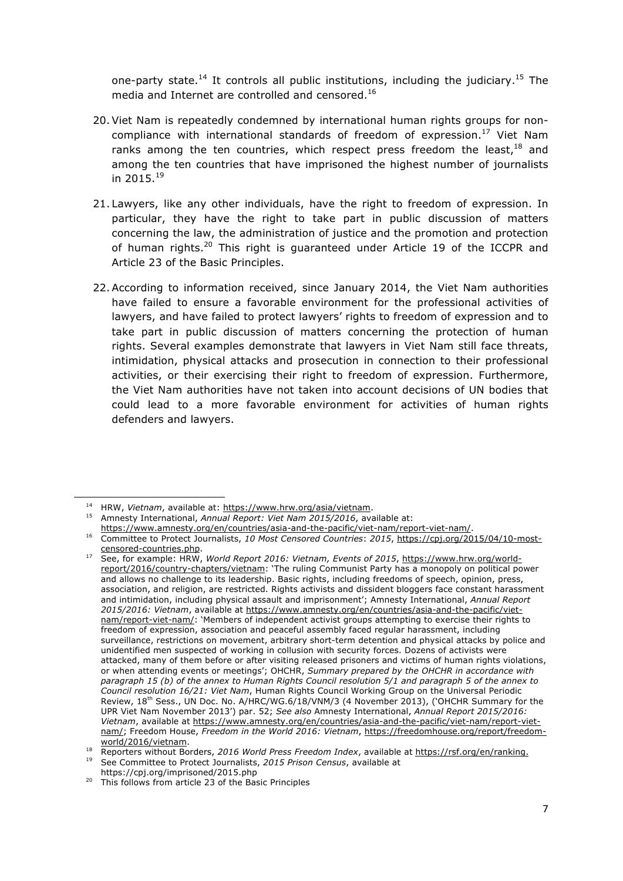one-party state.[14] It controls all public institutions, including the judiciary.[15] The media and Internet are controlled and censored.[16]

20. Viet Nam is repeatedly condemned by international human rights groups for non-compliance with international standards of freedom of expression.[17] Viet Nam ranks among the ten countries, which respect press freedom the least,[18] and among the ten countries that have imprisoned the highest number of journalists in 2015.[19]

21. Lawyers, like any other individuals, have the right to freedom of expression. In particular, they have the right to take part in public discussion of matters concerning the law, the administration of justice and the promotion and protection of human rights.[20] This right is guaranteed under Article 19 of the ICCPR and Article 23 of the Basic Principles.

22. According to information received, since January 2014, the Viet Nam authorities have failed to ensure a favorable environment for the professional activities of lawyers, and have failed to protect lawyers' rights to freedom of expression and to take part in public discussion of matters concerning the protection of human rights. Several examples demonstrate that lawyers in Viet Nam still face threats, intimidation, physical attacks and prosecution in connection to their professional activities, or their exercising their right to freedom of expression. Furthermore, the Viet Nam authorities have not taken into account decisions of UN bodies that could lead to a more favorable environment for activities of human rights defenders and lawyers.

---

[14] HRW, *Vietnam*, available at: https://www.hrw.org/asia/vietnam.

[15] Amnesty International, *Annual Report: Viet Nam 2015/2016*, available at: https://www.amnesty.org/en/countries/asia-and-the-pacific/viet-nam/report-viet-nam/.

[16] Committee to Protect Journalists, *10 Most Censored Countries*: *2015*, https://cpj.org/2015/04/10-most-censored-countries.php.

[17] See, for example: HRW, *World Report 2016: Vietnam, Events of 2015*, https://www.hrw.org/world-report/2016/country-chapters/vietnam: 'The ruling Communist Party has a monopoly on political power and allows no challenge to its leadership. Basic rights, including freedoms of speech, opinion, press, association, and religion, are restricted. Rights activists and dissident bloggers face constant harassment and intimidation, including physical assault and imprisonment'; Amnesty International, *Annual Report 2015/2016: Vietnam*, available at https://www.amnesty.org/en/countries/asia-and-the-pacific/viet-nam/report-viet-nam/: 'Members of independent activist groups attempting to exercise their rights to freedom of expression, association and peaceful assembly faced regular harassment, including surveillance, restrictions on movement, arbitrary short-term detention and physical attacks by police and unidentified men suspected of working in collusion with security forces. Dozens of activists were attacked, many of them before or after visiting released prisoners and victims of human rights violations, or when attending events or meetings'; OHCHR, *Summary prepared by the OHCHR in accordance with paragraph 15 (b) of the annex to Human Rights Council resolution 5/1 and paragraph 5 of the annex to Council resolution 16/21: Viet Nam*, Human Rights Council Working Group on the Universal Periodic Review, 18th Sess., UN Doc. No. A/HRC/WG.6/18/VNM/3 (4 November 2013), ('OHCHR Summary for the UPR Viet Nam November 2013') par. 52; *See also* Amnesty International, *Annual Report 2015/2016: Vietnam*, available at https://www.amnesty.org/en/countries/asia-and-the-pacific/viet-nam/report-viet-nam/; Freedom House, *Freedom in the World 2016: Vietnam*, https://freedomhouse.org/report/freedom-world/2016/vietnam.

[18] Reporters without Borders, *2016 World Press Freedom Index*, available at https://rsf.org/en/ranking.

[19] See Committee to Protect Journalists, *2015 Prison Census*, available at https://cpj.org/imprisoned/2015.php

[20] This follows from article 23 of the Basic Principles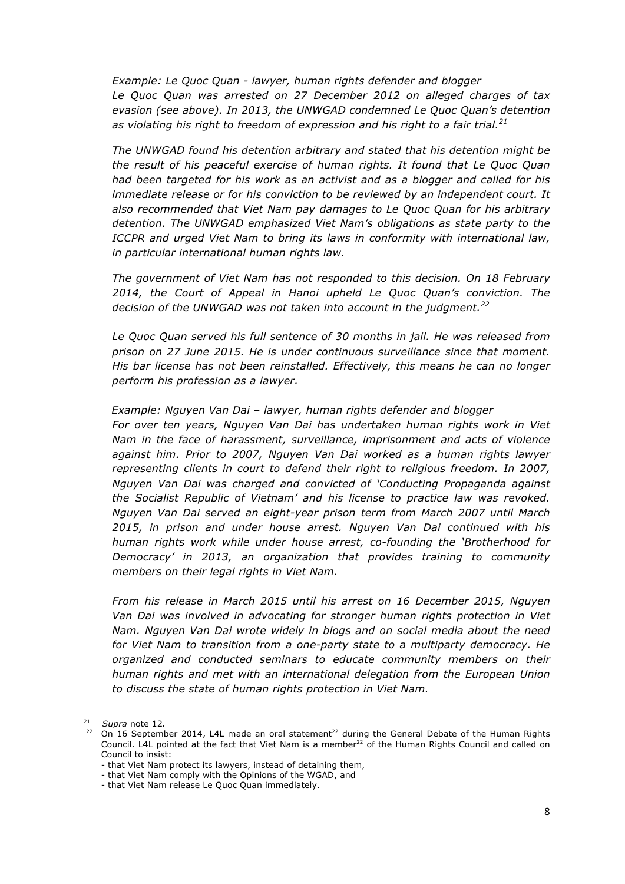*Example: Le Quoc Quan - lawyer, human rights defender and blogger*
*Le Quoc Quan was arrested on 27 December 2012 on alleged charges of tax evasion (see above). In 2013, the UNWGAD condemned Le Quoc Quan's detention as violating his right to freedom of expression and his right to a fair trial.*[21]

*The UNWGAD found his detention arbitrary and stated that his detention might be the result of his peaceful exercise of human rights. It found that Le Quoc Quan had been targeted for his work as an activist and as a blogger and called for his immediate release or for his conviction to be reviewed by an independent court. It also recommended that Viet Nam pay damages to Le Quoc Quan for his arbitrary detention. The UNWGAD emphasized Viet Nam's obligations as state party to the ICCPR and urged Viet Nam to bring its laws in conformity with international law, in particular international human rights law.*

*The government of Viet Nam has not responded to this decision. On 18 February 2014, the Court of Appeal in Hanoi upheld Le Quoc Quan's conviction. The decision of the UNWGAD was not taken into account in the judgment.*[22]

*Le Quoc Quan served his full sentence of 30 months in jail. He was released from prison on 27 June 2015. He is under continuous surveillance since that moment. His bar license has not been reinstalled. Effectively, this means he can no longer perform his profession as a lawyer.*

*Example: Nguyen Van Dai – lawyer, human rights defender and blogger*
*For over ten years, Nguyen Van Dai has undertaken human rights work in Viet Nam in the face of harassment, surveillance, imprisonment and acts of violence against him. Prior to 2007, Nguyen Van Dai worked as a human rights lawyer representing clients in court to defend their right to religious freedom. In 2007, Nguyen Van Dai was charged and convicted of 'Conducting Propaganda against the Socialist Republic of Vietnam' and his license to practice law was revoked. Nguyen Van Dai served an eight-year prison term from March 2007 until March 2015, in prison and under house arrest. Nguyen Van Dai continued with his human rights work while under house arrest, co-founding the 'Brotherhood for Democracy' in 2013, an organization that provides training to community members on their legal rights in Viet Nam.*

*From his release in March 2015 until his arrest on 16 December 2015, Nguyen Van Dai was involved in advocating for stronger human rights protection in Viet Nam. Nguyen Van Dai wrote widely in blogs and on social media about the need for Viet Nam to transition from a one-party state to a multiparty democracy. He organized and conducted seminars to educate community members on their human rights and met with an international delegation from the European Union to discuss the state of human rights protection in Viet Nam.*

---

[21] *Supra* note 12.

[22] On 16 September 2014, L4L made an oral statement[22] during the General Debate of the Human Rights Council. L4L pointed at the fact that Viet Nam is a member[22] of the Human Rights Council and called on Council to insist:

- that Viet Nam protect its lawyers, instead of detaining them,
- that Viet Nam comply with the Opinions of the WGAD, and
- that Viet Nam release Le Quoc Quan immediately.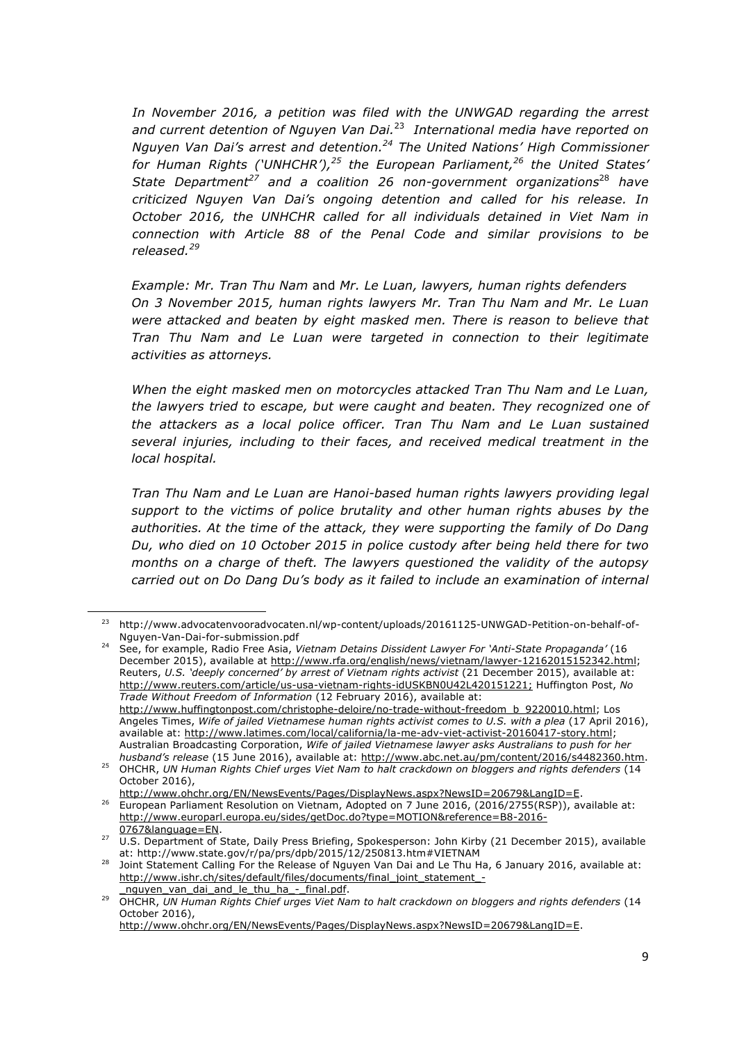*In November 2016, a petition was filed with the UNWGAD regarding the arrest and current detention of Nguyen Van Dai.*[23] *International media have reported on Nguyen Van Dai's arrest and detention.*[24] *The United Nations' High Commissioner for Human Rights ('UNHCHR'),*[25] *the European Parliament,*[26] *the United States' State Department*[27] *and a coalition 26 non-government organizations*[28] *have criticized Nguyen Van Dai's ongoing detention and called for his release. In October 2016, the UNHCHR called for all individuals detained in Viet Nam in connection with Article 88 of the Penal Code and similar provisions to be released.*[29]

*Example: Mr. Tran Thu Nam* and *Mr. Le Luan, lawyers, human rights defenders*
*On 3 November 2015, human rights lawyers Mr. Tran Thu Nam and Mr. Le Luan were attacked and beaten by eight masked men. There is reason to believe that Tran Thu Nam and Le Luan were targeted in connection to their legitimate activities as attorneys.*

*When the eight masked men on motorcycles attacked Tran Thu Nam and Le Luan, the lawyers tried to escape, but were caught and beaten. They recognized one of the attackers as a local police officer. Tran Thu Nam and Le Luan sustained several injuries, including to their faces, and received medical treatment in the local hospital.*

*Tran Thu Nam and Le Luan are Hanoi-based human rights lawyers providing legal support to the victims of police brutality and other human rights abuses by the authorities. At the time of the attack, they were supporting the family of Do Dang Du, who died on 10 October 2015 in police custody after being held there for two months on a charge of theft. The lawyers questioned the validity of the autopsy carried out on Do Dang Du's body as it failed to include an examination of internal*

---

[23] http://www.advocatenvooradvocaten.nl/wp-content/uploads/20161125-UNWGAD-Petition-on-behalf-of-Nguyen-Van-Dai-for-submission.pdf

[24] See, for example, Radio Free Asia, *Vietnam Detains Dissident Lawyer For 'Anti-State Propaganda'* (16 December 2015), available at http://www.rfa.org/english/news/vietnam/lawyer-12162015152342.html; Reuters, *U.S. 'deeply concerned' by arrest of Vietnam rights activist* (21 December 2015), available at: http://www.reuters.com/article/us-usa-vietnam-rights-idUSKBN0U42L420151221; Huffington Post, *No Trade Without Freedom of Information* (12 February 2016), available at: http://www.huffingtonpost.com/christophe-deloire/no-trade-without-freedom_b_9220010.html; Los Angeles Times, *Wife of jailed Vietnamese human rights activist comes to U.S. with a plea* (17 April 2016), available at: http://www.latimes.com/local/california/la-me-adv-viet-activist-20160417-story.html; Australian Broadcasting Corporation, *Wife of jailed Vietnamese lawyer asks Australians to push for her husband's release* (15 June 2016), available at: http://www.abc.net.au/pm/content/2016/s4482360.htm.

[25] OHCHR, *UN Human Rights Chief urges Viet Nam to halt crackdown on bloggers and rights defenders* (14 October 2016), http://www.ohchr.org/EN/NewsEvents/Pages/DisplayNews.aspx?NewsID=20679&LangID=E.

[26] European Parliament Resolution on Vietnam, Adopted on 7 June 2016, (2016/2755(RSP)), available at: http://www.europarl.europa.eu/sides/getDoc.do?type=MOTION&reference=B8-2016-0767&language=EN.

[27] U.S. Department of State, Daily Press Briefing, Spokesperson: John Kirby (21 December 2015), available at: http://www.state.gov/r/pa/prs/dpb/2015/12/250813.htm#VIETNAM

[28] Joint Statement Calling For the Release of Nguyen Van Dai and Le Thu Ha, 6 January 2016, available at: http://www.ishr.ch/sites/default/files/documents/final_joint_statement_-_nguyen_van_dai_and_le_thu_ha_-_final.pdf.

[29] OHCHR, *UN Human Rights Chief urges Viet Nam to halt crackdown on bloggers and rights defenders* (14 October 2016), http://www.ohchr.org/EN/NewsEvents/Pages/DisplayNews.aspx?NewsID=20679&LangID=E.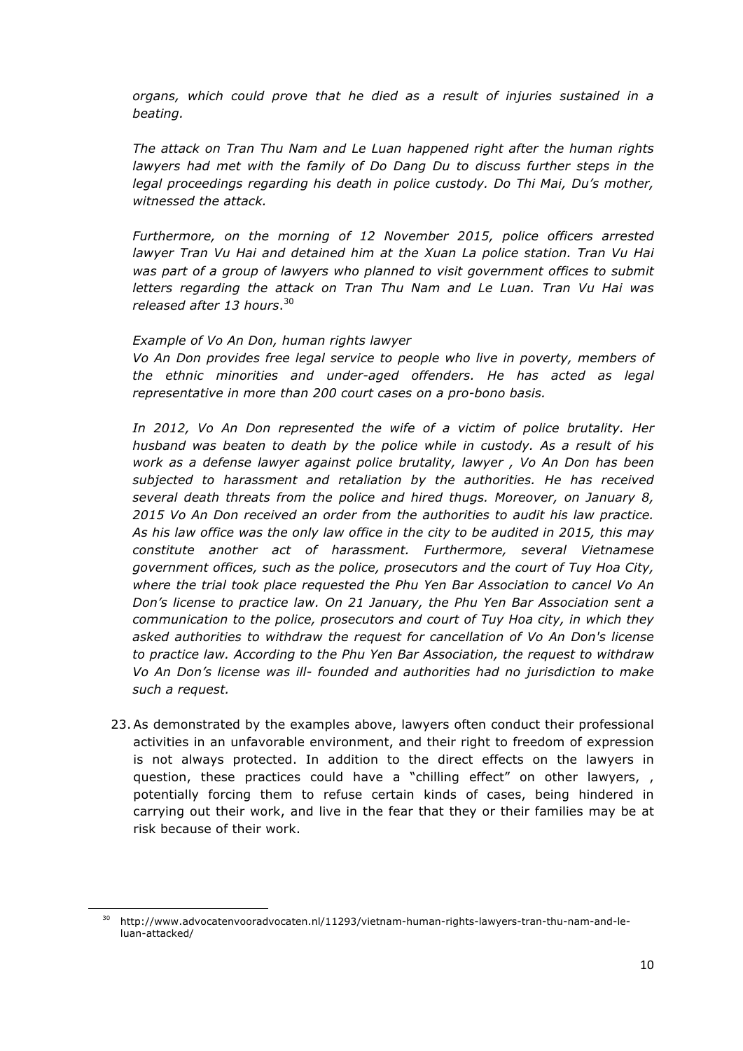*organs, which could prove that he died as a result of injuries sustained in a beating.*

*The attack on Tran Thu Nam and Le Luan happened right after the human rights lawyers had met with the family of Do Dang Du to discuss further steps in the legal proceedings regarding his death in police custody. Do Thi Mai, Du's mother, witnessed the attack.*

*Furthermore, on the morning of 12 November 2015, police officers arrested lawyer Tran Vu Hai and detained him at the Xuan La police station. Tran Vu Hai was part of a group of lawyers who planned to visit government offices to submit letters regarding the attack on Tran Thu Nam and Le Luan. Tran Vu Hai was released after 13 hours*.[30]

*Example of Vo An Don, human rights lawyer*
*Vo An Don provides free legal service to people who live in poverty, members of the ethnic minorities and under-aged offenders. He has acted as legal representative in more than 200 court cases on a pro-bono basis.*

*In 2012, Vo An Don represented the wife of a victim of police brutality. Her husband was beaten to death by the police while in custody. As a result of his work as a defense lawyer against police brutality, lawyer , Vo An Don has been subjected to harassment and retaliation by the authorities. He has received several death threats from the police and hired thugs. Moreover, on January 8, 2015 Vo An Don received an order from the authorities to audit his law practice. As his law office was the only law office in the city to be audited in 2015, this may constitute another act of harassment. Furthermore, several Vietnamese government offices, such as the police, prosecutors and the court of Tuy Hoa City, where the trial took place requested the Phu Yen Bar Association to cancel Vo An Don's license to practice law. On 21 January, the Phu Yen Bar Association sent a communication to the police, prosecutors and court of Tuy Hoa city, in which they asked authorities to withdraw the request for cancellation of Vo An Don's license to practice law. According to the Phu Yen Bar Association, the request to withdraw Vo An Don's license was ill- founded and authorities had no jurisdiction to make such a request.*

23. As demonstrated by the examples above, lawyers often conduct their professional activities in an unfavorable environment, and their right to freedom of expression is not always protected. In addition to the direct effects on the lawyers in question, these practices could have a "chilling effect" on other lawyers, , potentially forcing them to refuse certain kinds of cases, being hindered in carrying out their work, and live in the fear that they or their families may be at risk because of their work.

---

[30] http://www.advocatenvooradvocaten.nl/11293/vietnam-human-rights-lawyers-tran-thu-nam-and-le-luan-attacked/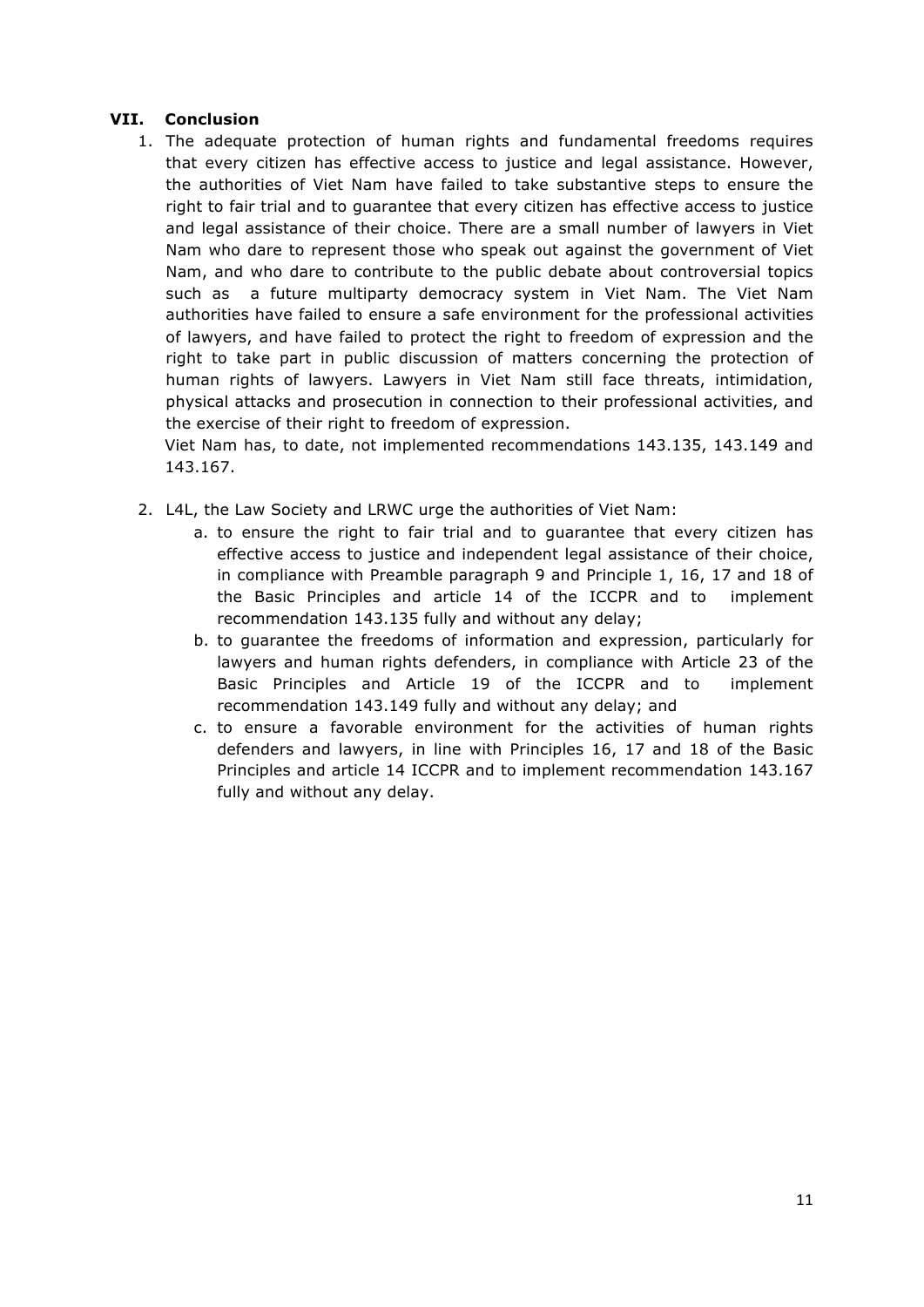## VII. Conclusion

1. The adequate protection of human rights and fundamental freedoms requires that every citizen has effective access to justice and legal assistance. However, the authorities of Viet Nam have failed to take substantive steps to ensure the right to fair trial and to guarantee that every citizen has effective access to justice and legal assistance of their choice. There are a small number of lawyers in Viet Nam who dare to represent those who speak out against the government of Viet Nam, and who dare to contribute to the public debate about controversial topics such as a future multiparty democracy system in Viet Nam. The Viet Nam authorities have failed to ensure a safe environment for the professional activities of lawyers, and have failed to protect the right to freedom of expression and the right to take part in public discussion of matters concerning the protection of human rights of lawyers. Lawyers in Viet Nam still face threats, intimidation, physical attacks and prosecution in connection to their professional activities, and the exercise of their right to freedom of expression.

   Viet Nam has, to date, not implemented recommendations 143.135, 143.149 and 143.167.

2. L4L, the Law Society and LRWC urge the authorities of Viet Nam:
   a. to ensure the right to fair trial and to guarantee that every citizen has effective access to justice and independent legal assistance of their choice, in compliance with Preamble paragraph 9 and Principle 1, 16, 17 and 18 of the Basic Principles and article 14 of the ICCPR and to implement recommendation 143.135 fully and without any delay;
   b. to guarantee the freedoms of information and expression, particularly for lawyers and human rights defenders, in compliance with Article 23 of the Basic Principles and Article 19 of the ICCPR and to implement recommendation 143.149 fully and without any delay; and
   c. to ensure a favorable environment for the activities of human rights defenders and lawyers, in line with Principles 16, 17 and 18 of the Basic Principles and article 14 ICCPR and to implement recommendation 143.167 fully and without any delay.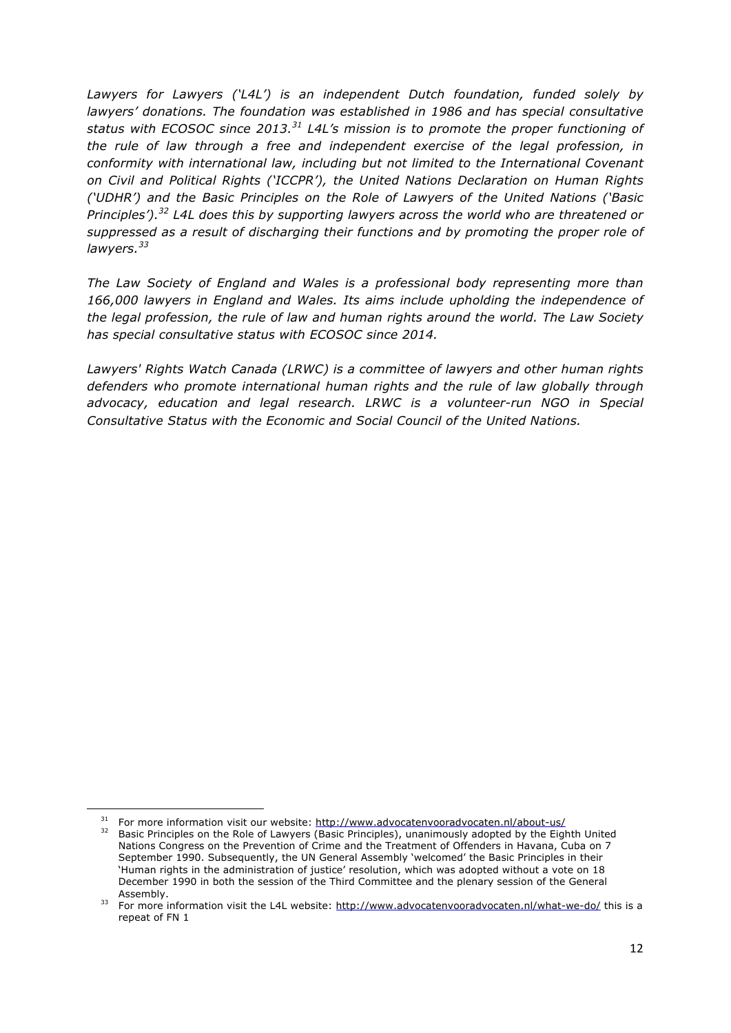*Lawyers for Lawyers ('L4L') is an independent Dutch foundation, funded solely by lawyers' donations. The foundation was established in 1986 and has special consultative status with ECOSOC since 2013.*[31] *L4L's mission is to promote the proper functioning of the rule of law through a free and independent exercise of the legal profession, in conformity with international law, including but not limited to the International Covenant on Civil and Political Rights ('ICCPR'), the United Nations Declaration on Human Rights ('UDHR') and the Basic Principles on the Role of Lawyers of the United Nations ('Basic Principles').*[32] *L4L does this by supporting lawyers across the world who are threatened or suppressed as a result of discharging their functions and by promoting the proper role of lawyers.*[33]

*The Law Society of England and Wales is a professional body representing more than 166,000 lawyers in England and Wales. Its aims include upholding the independence of the legal profession, the rule of law and human rights around the world. The Law Society has special consultative status with ECOSOC since 2014.*

*Lawyers' Rights Watch Canada (LRWC) is a committee of lawyers and other human rights defenders who promote international human rights and the rule of law globally through advocacy, education and legal research. LRWC is a volunteer-run NGO in Special Consultative Status with the Economic and Social Council of the United Nations.*

---

[31] For more information visit our website: http://www.advocatenvooradvocaten.nl/about-us/

[32] Basic Principles on the Role of Lawyers (Basic Principles), unanimously adopted by the Eighth United Nations Congress on the Prevention of Crime and the Treatment of Offenders in Havana, Cuba on 7 September 1990. Subsequently, the UN General Assembly 'welcomed' the Basic Principles in their 'Human rights in the administration of justice' resolution, which was adopted without a vote on 18 December 1990 in both the session of the Third Committee and the plenary session of the General Assembly.

[33] For more information visit the L4L website: http://www.advocatenvooradvocaten.nl/what-we-do/ this is a repeat of FN 1